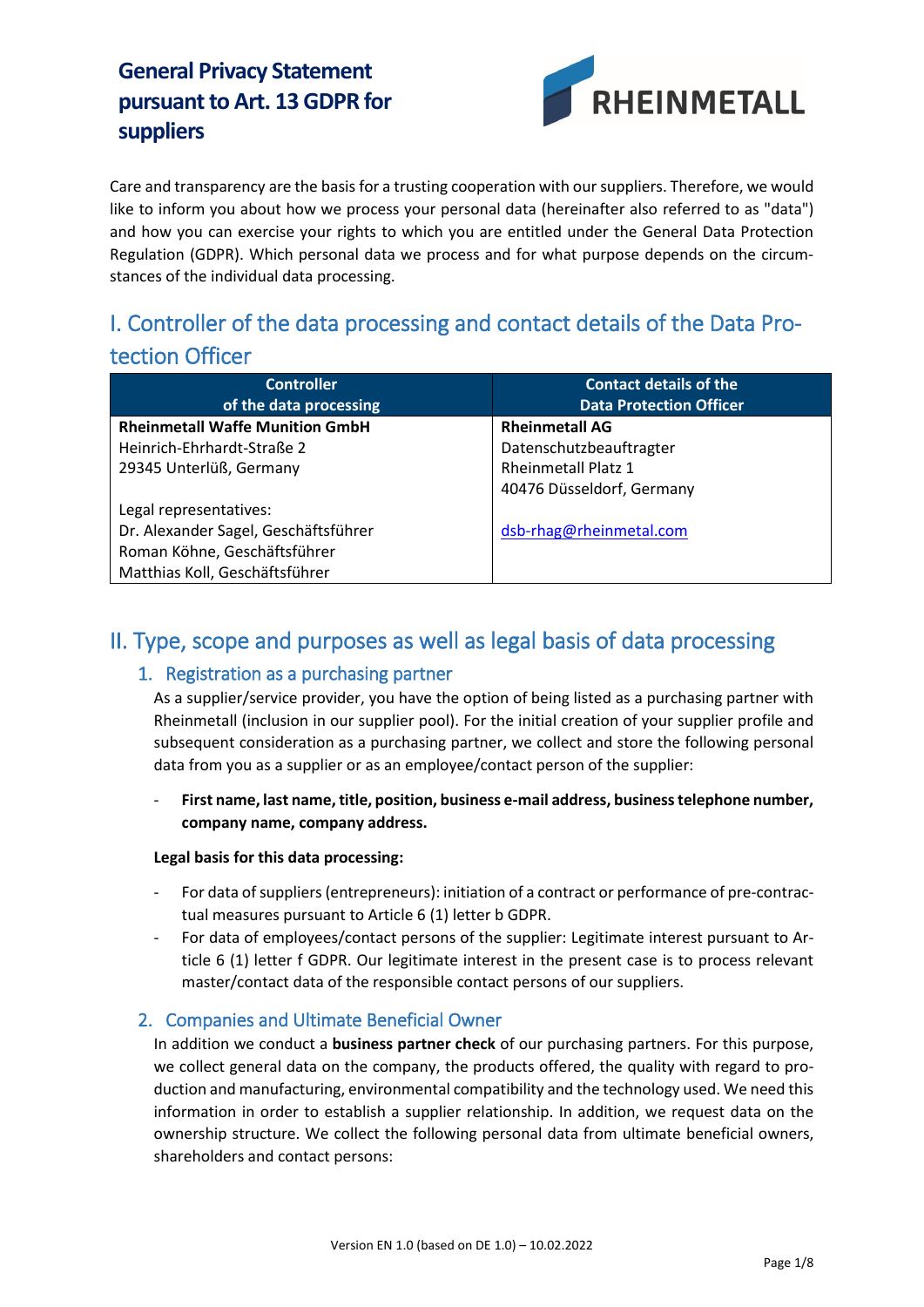# General Privacy Statement pursuant to Art. 13 GDPR for suppliers

Care and transparency are the basis for a trusting cooperation with our suppliers. Therefore, we would like to inform you about how we process your personal data (hereinafter also referred to as "data") and how you can exercise your rights to which you are entitled under the General Data Protection Regulation (GDPR). Which personal data we process and for what purpose depends on the circumstances of the individual data processing.

## I. Controller of the data processing and contact details of the Data Protection Officer

| Controller of the data processing | Contact details of the Data Protection Officer |
|---|---|
| **Rheinmetall Waffe Munition GmbH**<br>Heinrich-Ehrhardt-Straße 2<br>29345 Unterlüß, Germany<br><br>Legal representatives:<br>Dr. Alexander Sagel, Geschäftsführer<br>Roman Köhne, Geschäftsführer<br>Matthias Koll, Geschäftsführer | **Rheinmetall AG**<br>Datenschutzbeauftragter<br>Rheinmetall Platz 1<br>40476 Düsseldorf, Germany<br><br>dsb-rhag@rheinmetal.com |

## II. Type, scope and purposes as well as legal basis of data processing

### 1. Registration as a purchasing partner

As a supplier/service provider, you have the option of being listed as a purchasing partner with Rheinmetall (inclusion in our supplier pool). For the initial creation of your supplier profile and subsequent consideration as a purchasing partner, we collect and store the following personal data from you as a supplier or as an employee/contact person of the supplier:

- **First name, last name, title, position, business e-mail address, business telephone number, company name, company address.**

**Legal basis for this data processing:**

- For data of suppliers (entrepreneurs): initiation of a contract or performance of pre-contractual measures pursuant to Article 6 (1) letter b GDPR.
- For data of employees/contact persons of the supplier: Legitimate interest pursuant to Article 6 (1) letter f GDPR. Our legitimate interest in the present case is to process relevant master/contact data of the responsible contact persons of our suppliers.

### 2. Companies and Ultimate Beneficial Owner

In addition we conduct a **business partner check** of our purchasing partners. For this purpose, we collect general data on the company, the products offered, the quality with regard to production and manufacturing, environmental compatibility and the technology used. We need this information in order to establish a supplier relationship. In addition, we request data on the ownership structure. We collect the following personal data from ultimate beneficial owners, shareholders and contact persons: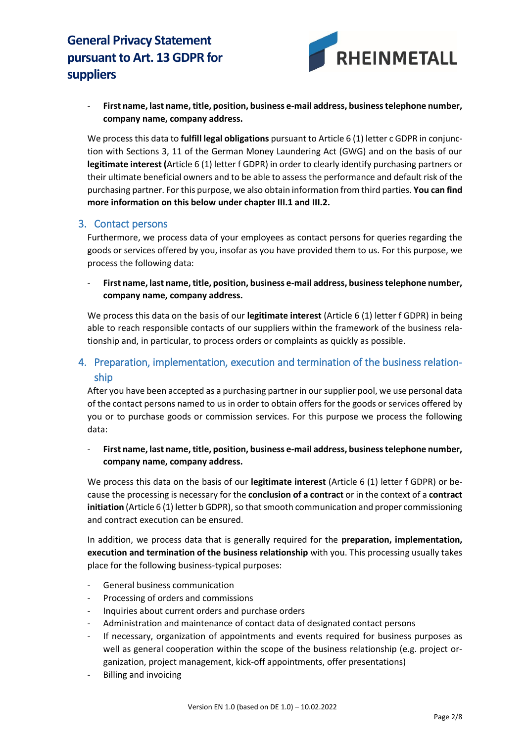- **First name, last name, title, position, business e-mail address, business telephone number, company name, company address.**

We process this data to **fulfill legal obligations** pursuant to Article 6 (1) letter c GDPR in conjunction with Sections 3, 11 of the German Money Laundering Act (GWG) and on the basis of our **legitimate interest (**Article 6 (1) letter f GDPR) in order to clearly identify purchasing partners or their ultimate beneficial owners and to be able to assess the performance and default risk of the purchasing partner. For this purpose, we also obtain information from third parties. **You can find more information on this below under chapter III.1 and III.2.**

## 3. Contact persons

Furthermore, we process data of your employees as contact persons for queries regarding the goods or services offered by you, insofar as you have provided them to us. For this purpose, we process the following data:

- **First name, last name, title, position, business e-mail address, business telephone number, company name, company address.**

We process this data on the basis of our **legitimate interest** (Article 6 (1) letter f GDPR) in being able to reach responsible contacts of our suppliers within the framework of the business relationship and, in particular, to process orders or complaints as quickly as possible.

## 4. Preparation, implementation, execution and termination of the business relationship

After you have been accepted as a purchasing partner in our supplier pool, we use personal data of the contact persons named to us in order to obtain offers for the goods or services offered by you or to purchase goods or commission services. For this purpose we process the following data:

- **First name, last name, title, position, business e-mail address, business telephone number, company name, company address.**

We process this data on the basis of our **legitimate interest** (Article 6 (1) letter f GDPR) or because the processing is necessary for the **conclusion of a contract** or in the context of a **contract initiation** (Article 6 (1) letter b GDPR), so that smooth communication and proper commissioning and contract execution can be ensured.

In addition, we process data that is generally required for the **preparation, implementation, execution and termination of the business relationship** with you. This processing usually takes place for the following business-typical purposes:

- General business communication
- Processing of orders and commissions
- Inquiries about current orders and purchase orders
- Administration and maintenance of contact data of designated contact persons
- If necessary, organization of appointments and events required for business purposes as well as general cooperation within the scope of the business relationship (e.g. project organization, project management, kick-off appointments, offer presentations)
- Billing and invoicing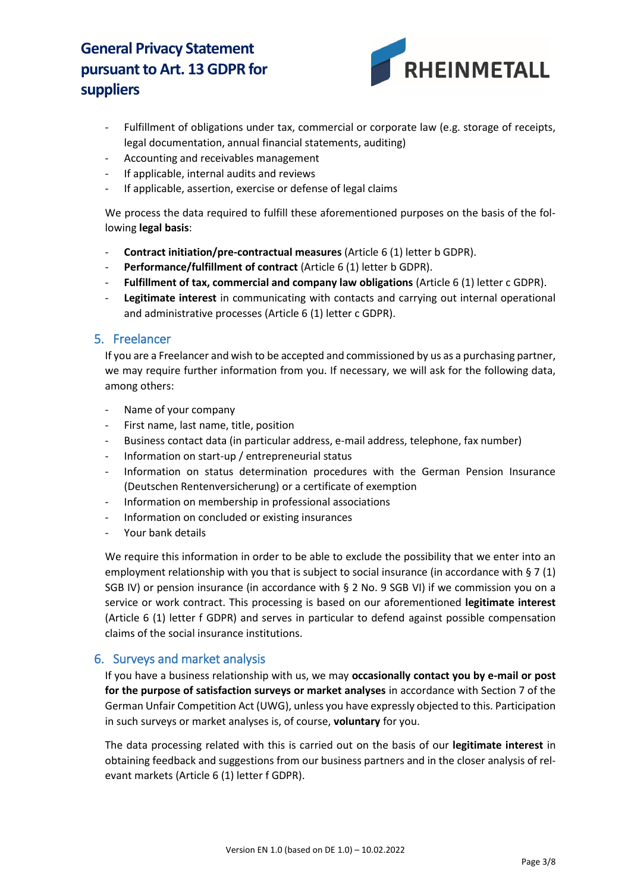- Fulfillment of obligations under tax, commercial or corporate law (e.g. storage of receipts, legal documentation, annual financial statements, auditing)
- Accounting and receivables management
- If applicable, internal audits and reviews
- If applicable, assertion, exercise or defense of legal claims

We process the data required to fulfill these aforementioned purposes on the basis of the following **legal basis**:

- **Contract initiation/pre-contractual measures** (Article 6 (1) letter b GDPR).
- **Performance/fulfillment of contract** (Article 6 (1) letter b GDPR).
- **Fulfillment of tax, commercial and company law obligations** (Article 6 (1) letter c GDPR).
- **Legitimate interest** in communicating with contacts and carrying out internal operational and administrative processes (Article 6 (1) letter c GDPR).

## 5. Freelancer

If you are a Freelancer and wish to be accepted and commissioned by us as a purchasing partner, we may require further information from you. If necessary, we will ask for the following data, among others:

- Name of your company
- First name, last name, title, position
- Business contact data (in particular address, e-mail address, telephone, fax number)
- Information on start-up / entrepreneurial status
- Information on status determination procedures with the German Pension Insurance (Deutschen Rentenversicherung) or a certificate of exemption
- Information on membership in professional associations
- Information on concluded or existing insurances
- Your bank details

We require this information in order to be able to exclude the possibility that we enter into an employment relationship with you that is subject to social insurance (in accordance with § 7 (1) SGB IV) or pension insurance (in accordance with § 2 No. 9 SGB VI) if we commission you on a service or work contract. This processing is based on our aforementioned **legitimate interest** (Article 6 (1) letter f GDPR) and serves in particular to defend against possible compensation claims of the social insurance institutions.

## 6. Surveys and market analysis

If you have a business relationship with us, we may **occasionally contact you by e-mail or post for the purpose of satisfaction surveys or market analyses** in accordance with Section 7 of the German Unfair Competition Act (UWG), unless you have expressly objected to this. Participation in such surveys or market analyses is, of course, **voluntary** for you.

The data processing related with this is carried out on the basis of our **legitimate interest** in obtaining feedback and suggestions from our business partners and in the closer analysis of relevant markets (Article 6 (1) letter f GDPR).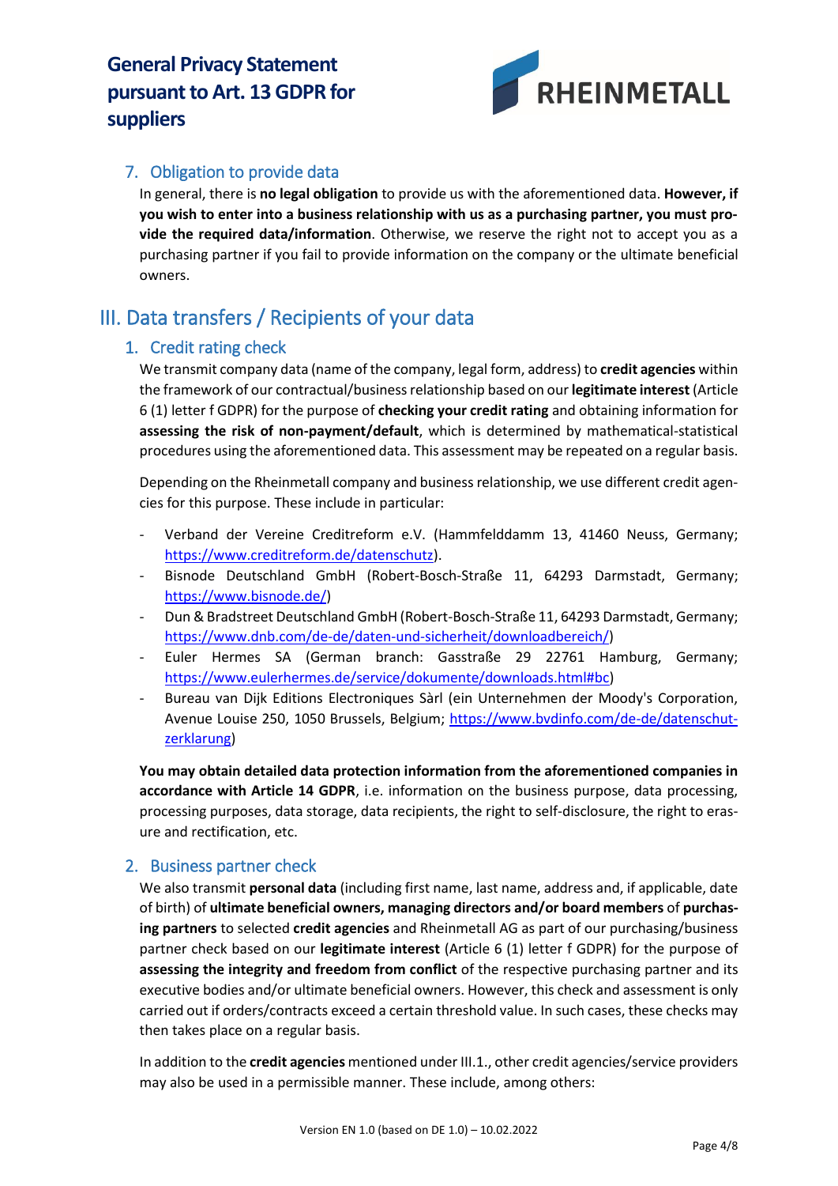### 7. Obligation to provide data

In general, there is **no legal obligation** to provide us with the aforementioned data. **However, if you wish to enter into a business relationship with us as a purchasing partner, you must provide the required data/information**. Otherwise, we reserve the right not to accept you as a purchasing partner if you fail to provide information on the company or the ultimate beneficial owners.

## III. Data transfers / Recipients of your data

### 1. Credit rating check

We transmit company data (name of the company, legal form, address) to **credit agencies** within the framework of our contractual/business relationship based on our **legitimate interest** (Article 6 (1) letter f GDPR) for the purpose of **checking your credit rating** and obtaining information for **assessing the risk of non-payment/default**, which is determined by mathematical-statistical procedures using the aforementioned data. This assessment may be repeated on a regular basis.

Depending on the Rheinmetall company and business relationship, we use different credit agencies for this purpose. These include in particular:

- Verband der Vereine Creditreform e.V. (Hammfelddamm 13, 41460 Neuss, Germany; https://www.creditreform.de/datenschutz).
- Bisnode Deutschland GmbH (Robert-Bosch-Straße 11, 64293 Darmstadt, Germany; https://www.bisnode.de/)
- Dun & Bradstreet Deutschland GmbH (Robert-Bosch-Straße 11, 64293 Darmstadt, Germany; https://www.dnb.com/de-de/daten-und-sicherheit/downloadbereich/)
- Euler Hermes SA (German branch: Gasstraße 29 22761 Hamburg, Germany; https://www.eulerhermes.de/service/dokumente/downloads.html#bc)
- Bureau van Dijk Editions Electroniques Sàrl (ein Unternehmen der Moody's Corporation, Avenue Louise 250, 1050 Brussels, Belgium; https://www.bvdinfo.com/de-de/datenschutzerklarung)

**You may obtain detailed data protection information from the aforementioned companies in accordance with Article 14 GDPR**, i.e. information on the business purpose, data processing, processing purposes, data storage, data recipients, the right to self-disclosure, the right to erasure and rectification, etc.

### 2. Business partner check

We also transmit **personal data** (including first name, last name, address and, if applicable, date of birth) of **ultimate beneficial owners, managing directors and/or board members** of **purchasing partners** to selected **credit agencies** and Rheinmetall AG as part of our purchasing/business partner check based on our **legitimate interest** (Article 6 (1) letter f GDPR) for the purpose of **assessing the integrity and freedom from conflict** of the respective purchasing partner and its executive bodies and/or ultimate beneficial owners. However, this check and assessment is only carried out if orders/contracts exceed a certain threshold value. In such cases, these checks may then takes place on a regular basis.

In addition to the **credit agencies** mentioned under III.1., other credit agencies/service providers may also be used in a permissible manner. These include, among others: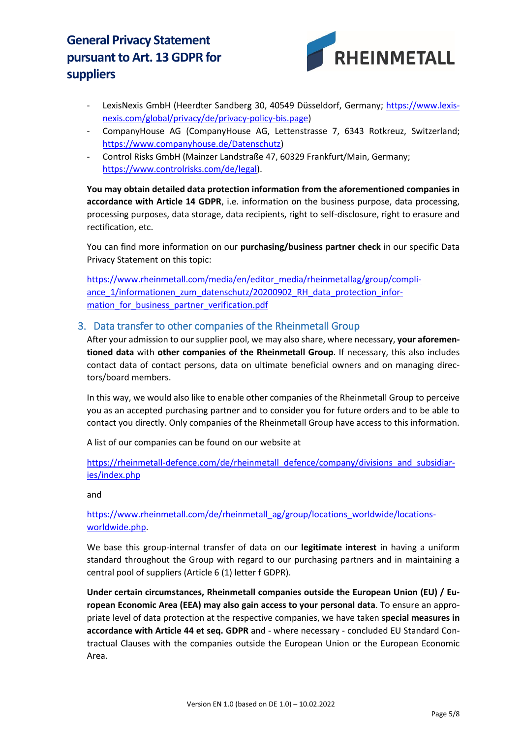- LexisNexis GmbH (Heerdter Sandberg 30, 40549 Düsseldorf, Germany; https://www.lexis-nexis.com/global/privacy/de/privacy-policy-bis.page)
- CompanyHouse AG (CompanyHouse AG, Lettenstrasse 7, 6343 Rotkreuz, Switzerland; https://www.companyhouse.de/Datenschutz)
- Control Risks GmbH (Mainzer Landstraße 47, 60329 Frankfurt/Main, Germany; https://www.controlrisks.com/de/legal).

**You may obtain detailed data protection information from the aforementioned companies in accordance with Article 14 GDPR**, i.e. information on the business purpose, data processing, processing purposes, data storage, data recipients, right to self-disclosure, right to erasure and rectification, etc.

You can find more information on our **purchasing/business partner check** in our specific Data Privacy Statement on this topic:

https://www.rheinmetall.com/media/en/editor_media/rheinmetallag/group/compliance_1/informationen_zum_datenschutz/20200902_RH_data_protection_information_for_business_partner_verification.pdf

## 3. Data transfer to other companies of the Rheinmetall Group

After your admission to our supplier pool, we may also share, where necessary, **your aforementioned data** with **other companies of the Rheinmetall Group**. If necessary, this also includes contact data of contact persons, data on ultimate beneficial owners and on managing directors/board members.

In this way, we would also like to enable other companies of the Rheinmetall Group to perceive you as an accepted purchasing partner and to consider you for future orders and to be able to contact you directly. Only companies of the Rheinmetall Group have access to this information.

A list of our companies can be found on our website at

https://rheinmetall-defence.com/de/rheinmetall_defence/company/divisions_and_subsidiaries/index.php

and

https://www.rheinmetall.com/de/rheinmetall_ag/group/locations_worldwide/locations-worldwide.php.

We base this group-internal transfer of data on our **legitimate interest** in having a uniform standard throughout the Group with regard to our purchasing partners and in maintaining a central pool of suppliers (Article 6 (1) letter f GDPR).

**Under certain circumstances, Rheinmetall companies outside the European Union (EU) / European Economic Area (EEA) may also gain access to your personal data**. To ensure an appropriate level of data protection at the respective companies, we have taken **special measures in accordance with Article 44 et seq. GDPR** and - where necessary - concluded EU Standard Contractual Clauses with the companies outside the European Union or the European Economic Area.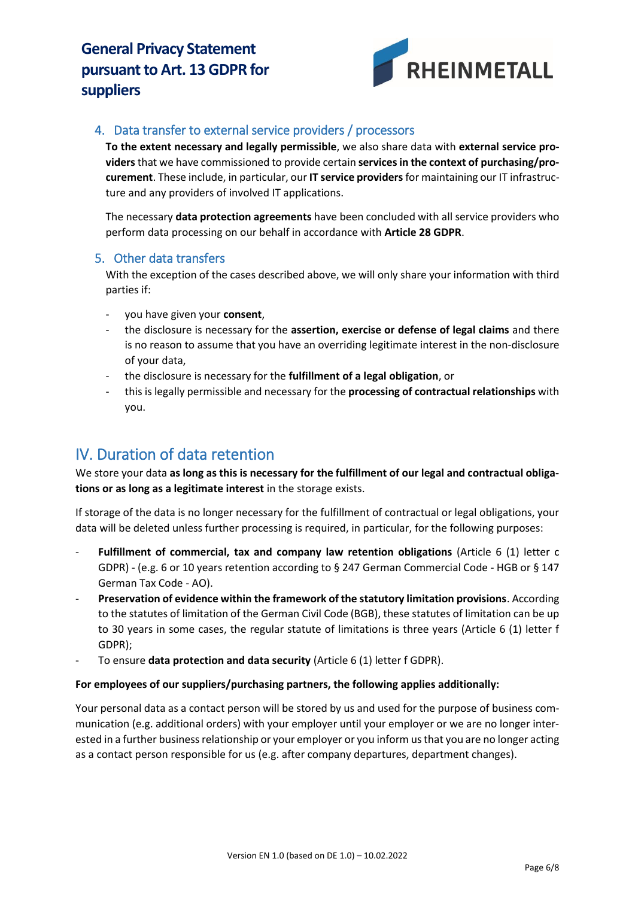### 4. Data transfer to external service providers / processors

**To the extent necessary and legally permissible**, we also share data with **external service providers** that we have commissioned to provide certain **services in the context of purchasing/procurement**. These include, in particular, our **IT service providers** for maintaining our IT infrastructure and any providers of involved IT applications.

The necessary **data protection agreements** have been concluded with all service providers who perform data processing on our behalf in accordance with **Article 28 GDPR**.

### 5. Other data transfers

With the exception of the cases described above, we will only share your information with third parties if:

- you have given your **consent**,
- the disclosure is necessary for the **assertion, exercise or defense of legal claims** and there is no reason to assume that you have an overriding legitimate interest in the non-disclosure of your data,
- the disclosure is necessary for the **fulfillment of a legal obligation**, or
- this is legally permissible and necessary for the **processing of contractual relationships** with you.

## IV. Duration of data retention

We store your data **as long as this is necessary for the fulfillment of our legal and contractual obligations or as long as a legitimate interest** in the storage exists.

If storage of the data is no longer necessary for the fulfillment of contractual or legal obligations, your data will be deleted unless further processing is required, in particular, for the following purposes:

- **Fulfillment of commercial, tax and company law retention obligations** (Article 6 (1) letter c GDPR) - (e.g. 6 or 10 years retention according to § 247 German Commercial Code - HGB or § 147 German Tax Code - AO).
- **Preservation of evidence within the framework of the statutory limitation provisions**. According to the statutes of limitation of the German Civil Code (BGB), these statutes of limitation can be up to 30 years in some cases, the regular statute of limitations is three years (Article 6 (1) letter f GDPR);
- To ensure **data protection and data security** (Article 6 (1) letter f GDPR).

**For employees of our suppliers/purchasing partners, the following applies additionally:**

Your personal data as a contact person will be stored by us and used for the purpose of business communication (e.g. additional orders) with your employer until your employer or we are no longer interested in a further business relationship or your employer or you inform us that you are no longer acting as a contact person responsible for us (e.g. after company departures, department changes).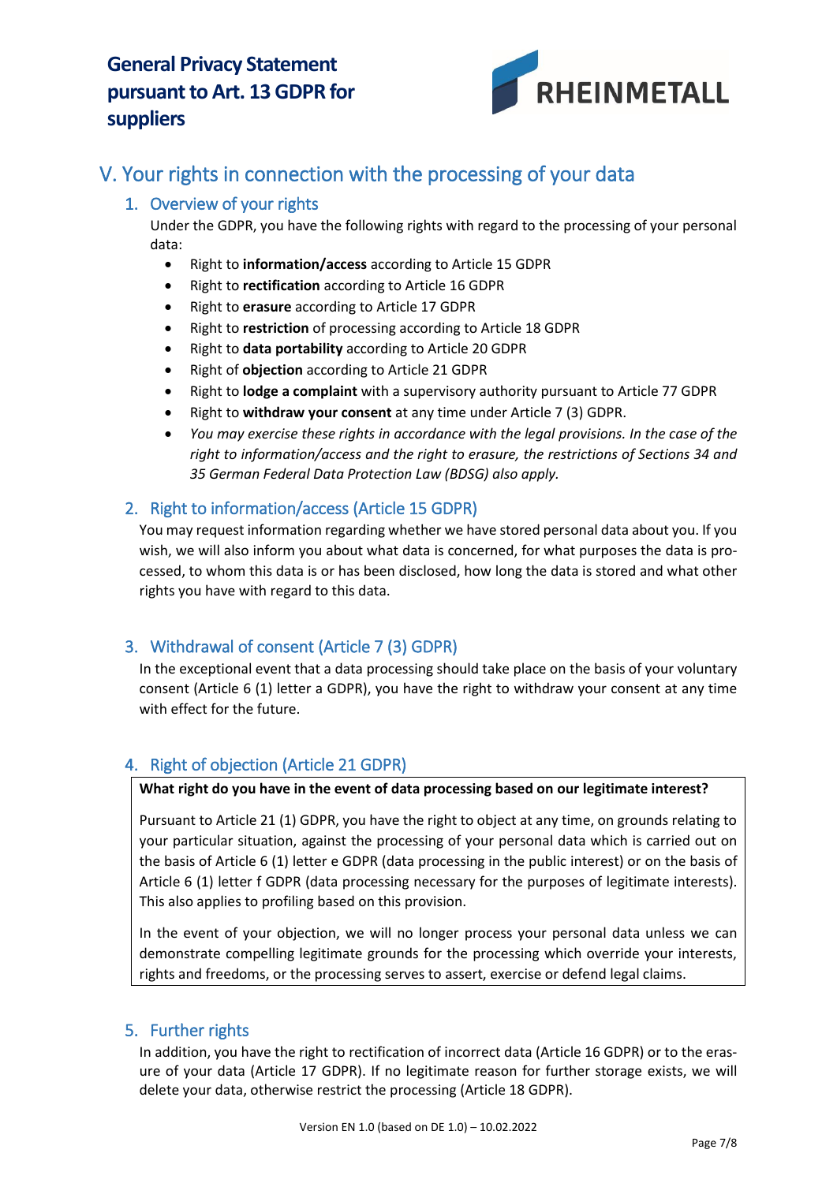# V. Your rights in connection with the processing of your data

## 1. Overview of your rights

Under the GDPR, you have the following rights with regard to the processing of your personal data:

- Right to **information/access** according to Article 15 GDPR
- Right to **rectification** according to Article 16 GDPR
- Right to **erasure** according to Article 17 GDPR
- Right to **restriction** of processing according to Article 18 GDPR
- Right to **data portability** according to Article 20 GDPR
- Right of **objection** according to Article 21 GDPR
- Right to **lodge a complaint** with a supervisory authority pursuant to Article 77 GDPR
- Right to **withdraw your consent** at any time under Article 7 (3) GDPR.
- *You may exercise these rights in accordance with the legal provisions. In the case of the right to information/access and the right to erasure, the restrictions of Sections 34 and 35 German Federal Data Protection Law (BDSG) also apply.*

## 2. Right to information/access (Article 15 GDPR)

You may request information regarding whether we have stored personal data about you. If you wish, we will also inform you about what data is concerned, for what purposes the data is processed, to whom this data is or has been disclosed, how long the data is stored and what other rights you have with regard to this data.

## 3. Withdrawal of consent (Article 7 (3) GDPR)

In the exceptional event that a data processing should take place on the basis of your voluntary consent (Article 6 (1) letter a GDPR), you have the right to withdraw your consent at any time with effect for the future.

## 4. Right of objection (Article 21 GDPR)

**What right do you have in the event of data processing based on our legitimate interest?**

Pursuant to Article 21 (1) GDPR, you have the right to object at any time, on grounds relating to your particular situation, against the processing of your personal data which is carried out on the basis of Article 6 (1) letter e GDPR (data processing in the public interest) or on the basis of Article 6 (1) letter f GDPR (data processing necessary for the purposes of legitimate interests). This also applies to profiling based on this provision.

In the event of your objection, we will no longer process your personal data unless we can demonstrate compelling legitimate grounds for the processing which override your interests, rights and freedoms, or the processing serves to assert, exercise or defend legal claims.

## 5. Further rights

In addition, you have the right to rectification of incorrect data (Article 16 GDPR) or to the erasure of your data (Article 17 GDPR). If no legitimate reason for further storage exists, we will delete your data, otherwise restrict the processing (Article 18 GDPR).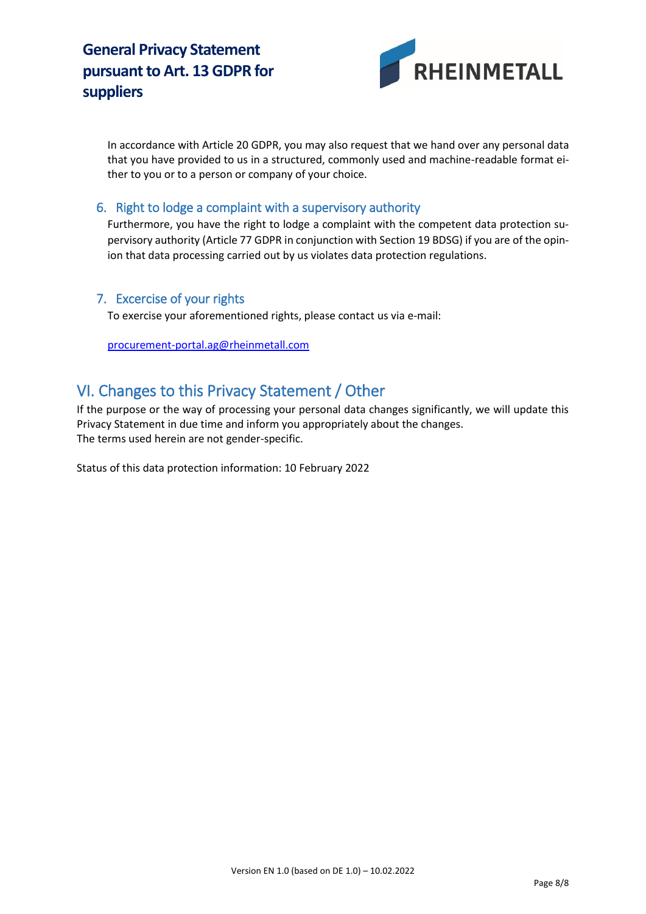In accordance with Article 20 GDPR, you may also request that we hand over any personal data that you have provided to us in a structured, commonly used and machine-readable format either to you or to a person or company of your choice.

### 6. Right to lodge a complaint with a supervisory authority

Furthermore, you have the right to lodge a complaint with the competent data protection supervisory authority (Article 77 GDPR in conjunction with Section 19 BDSG) if you are of the opinion that data processing carried out by us violates data protection regulations.

### 7. Excercise of your rights

To exercise your aforementioned rights, please contact us via e-mail:

procurement-portal.ag@rheinmetall.com

## VI. Changes to this Privacy Statement / Other

If the purpose or the way of processing your personal data changes significantly, we will update this Privacy Statement in due time and inform you appropriately about the changes.
The terms used herein are not gender-specific.

Status of this data protection information: 10 February 2022

Version EN 1.0 (based on DE 1.0) – 10.02.2022